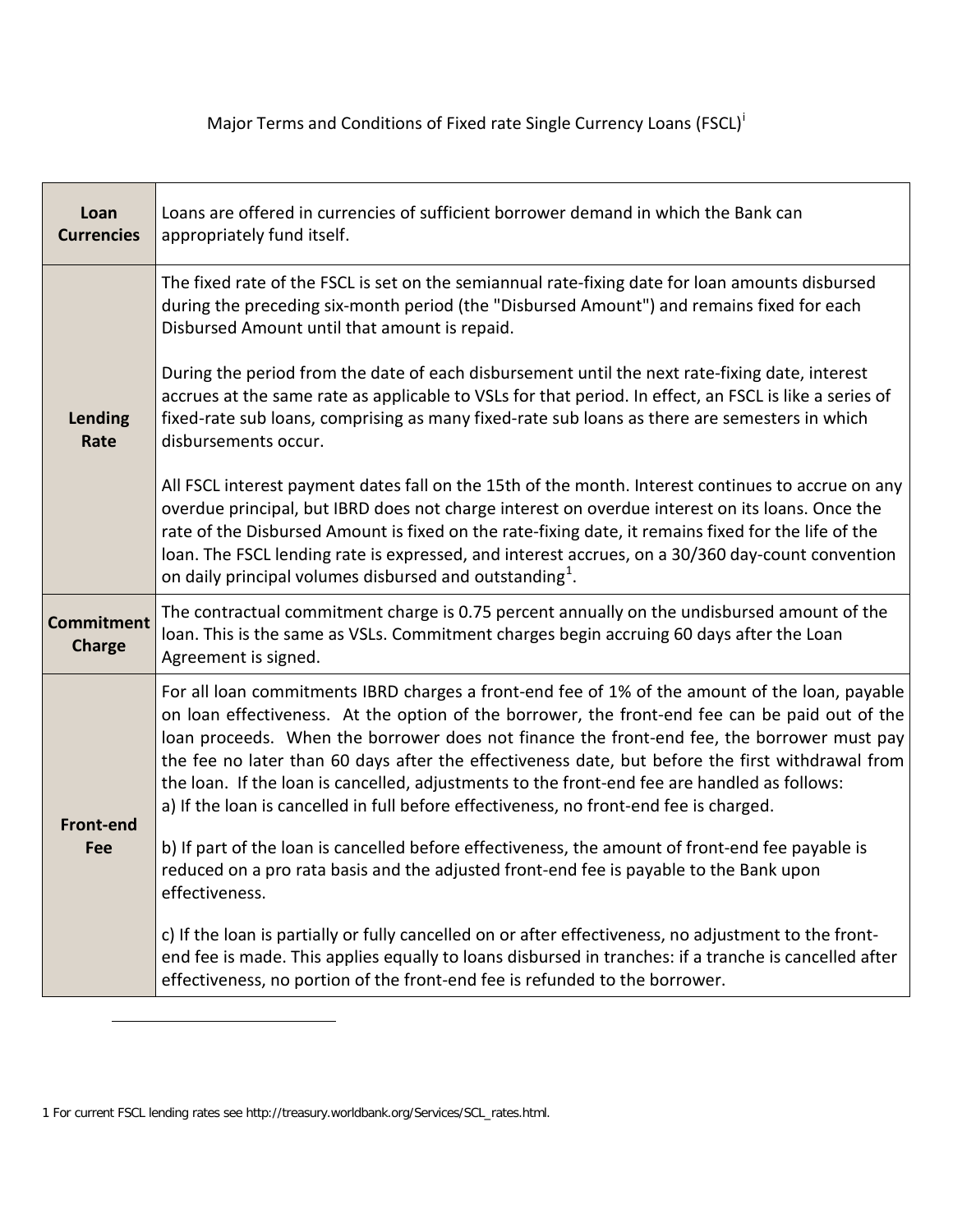Major Terms and Conditions of Fixed rate Single Currency Loans (FSCL)[i]

| | |
|---|---|
| **Loan Currencies** | Loans are offered in currencies of sufficient borrower demand in which the Bank can appropriately fund itself. |
| **Lending Rate** | The fixed rate of the FSCL is set on the semiannual rate-fixing date for loan amounts disbursed during the preceding six-month period (the "Disbursed Amount") and remains fixed for each Disbursed Amount until that amount is repaid.<br><br>During the period from the date of each disbursement until the next rate-fixing date, interest accrues at the same rate as applicable to VSLs for that period. In effect, an FSCL is like a series of fixed-rate sub loans, comprising as many fixed-rate sub loans as there are semesters in which disbursements occur.<br><br>All FSCL interest payment dates fall on the 15th of the month. Interest continues to accrue on any overdue principal, but IBRD does not charge interest on overdue interest on its loans. Once the rate of the Disbursed Amount is fixed on the rate-fixing date, it remains fixed for the life of the loan. The FSCL lending rate is expressed, and interest accrues, on a 30/360 day-count convention on daily principal volumes disbursed and outstanding[1]. |
| **Commitment Charge** | The contractual commitment charge is 0.75 percent annually on the undisbursed amount of the loan. This is the same as VSLs. Commitment charges begin accruing 60 days after the Loan Agreement is signed. |
| **Front-end Fee** | For all loan commitments IBRD charges a front-end fee of 1% of the amount of the loan, payable on loan effectiveness. At the option of the borrower, the front-end fee can be paid out of the loan proceeds. When the borrower does not finance the front-end fee, the borrower must pay the fee no later than 60 days after the effectiveness date, but before the first withdrawal from the loan. If the loan is cancelled, adjustments to the front-end fee are handled as follows:<br>a) If the loan is cancelled in full before effectiveness, no front-end fee is charged.<br><br>b) If part of the loan is cancelled before effectiveness, the amount of front-end fee payable is reduced on a pro rata basis and the adjusted front-end fee is payable to the Bank upon effectiveness.<br><br>c) If the loan is partially or fully cancelled on or after effectiveness, no adjustment to the front-end fee is made. This applies equally to loans disbursed in tranches: if a tranche is cancelled after effectiveness, no portion of the front-end fee is refunded to the borrower. |

1 For current FSCL lending rates see http://treasury.worldbank.org/Services/SCL_rates.html.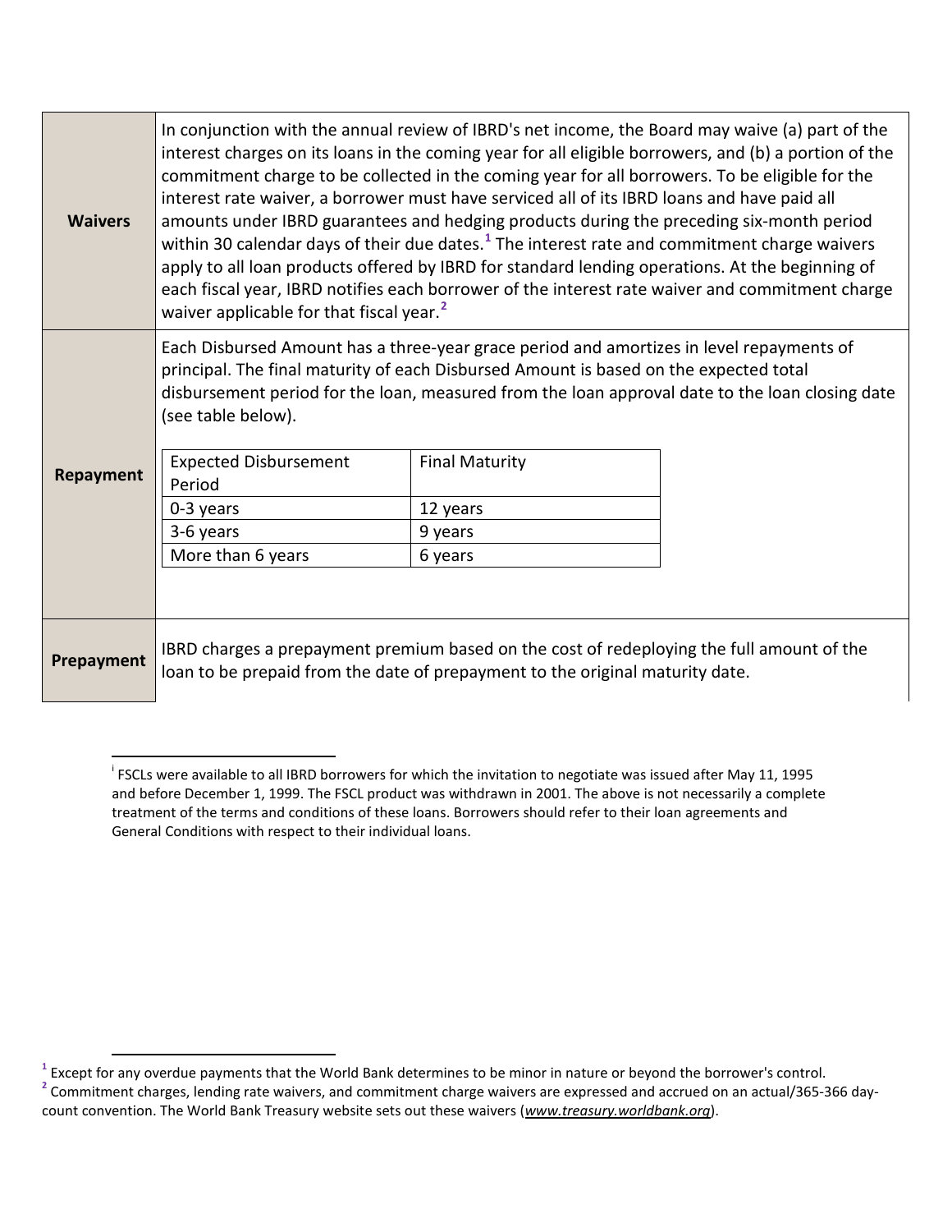| | |
|---|---|
| **Waivers** | In conjunction with the annual review of IBRD's net income, the Board may waive (a) part of the interest charges on its loans in the coming year for all eligible borrowers, and (b) a portion of the commitment charge to be collected in the coming year for all borrowers. To be eligible for the interest rate waiver, a borrower must have serviced all of its IBRD loans and have paid all amounts under IBRD guarantees and hedging products during the preceding six-month period within 30 calendar days of their due dates.[1] The interest rate and commitment charge waivers apply to all loan products offered by IBRD for standard lending operations. At the beginning of each fiscal year, IBRD notifies each borrower of the interest rate waiver and commitment charge waiver applicable for that fiscal year.[2] |
| **Repayment** | Each Disbursed Amount has a three-year grace period and amortizes in level repayments of principal. The final maturity of each Disbursed Amount is based on the expected total disbursement period for the loan, measured from the loan approval date to the loan closing date (see table below). |
| **Prepayment** | IBRD charges a prepayment premium based on the cost of redeploying the full amount of the loan to be prepaid from the date of prepayment to the original maturity date. |

| Expected Disbursement Period | Final Maturity |
|---|---|
| 0-3 years | 12 years |
| 3-6 years | 9 years |
| More than 6 years | 6 years |

[i] FSCLs were available to all IBRD borrowers for which the invitation to negotiate was issued after May 11, 1995 and before December 1, 1999. The FSCL product was withdrawn in 2001. The above is not necessarily a complete treatment of the terms and conditions of these loans. Borrowers should refer to their loan agreements and General Conditions with respect to their individual loans.

[1] Except for any overdue payments that the World Bank determines to be minor in nature or beyond the borrower's control.

[2] Commitment charges, lending rate waivers, and commitment charge waivers are expressed and accrued on an actual/365-366 day-count convention. The World Bank Treasury website sets out these waivers (*www.treasury.worldbank.org*).